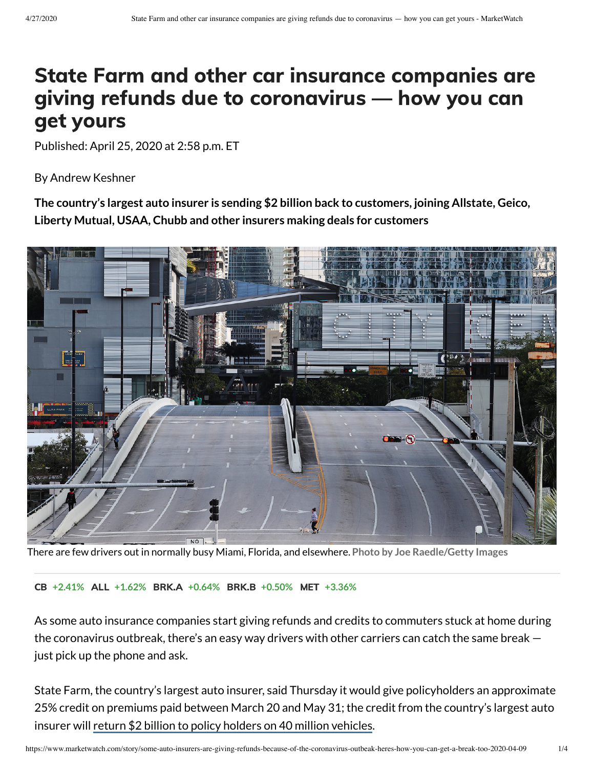# State Farm and other car insurance companies are giving refunds due to coronavirus — how you can get yours

Published: April 25, 2020 at 2:58 p.m. ET

By Andrew Keshner

**The country's largest auto insurer is sending $2 billion back to customers, joining Allstate, Geico, Liberty Mutual, USAA, Chubb and other insurers making deals for customers**

There are few drivers out in normally busy Miami, Florida, and elsewhere. Photo by Joe Raedle/Getty Images

**CB** +2.41% **ALL** +1.62% **BRK.A** +0.64% **BRK.B** +0.50% **MET** +3.36%

As some auto insurance companies start giving refunds and credits to commuters stuck at home during the coronavirus outbreak, there's an easy way drivers with other carriers can catch the same break — just pick up the phone and ask.

State Farm, the country's largest auto insurer, said Thursday it would give policyholders an approximate 25% credit on premiums paid between March 20 and May 31; the credit from the country's largest auto insurer will return $2 billion to policy holders on 40 million vehicles.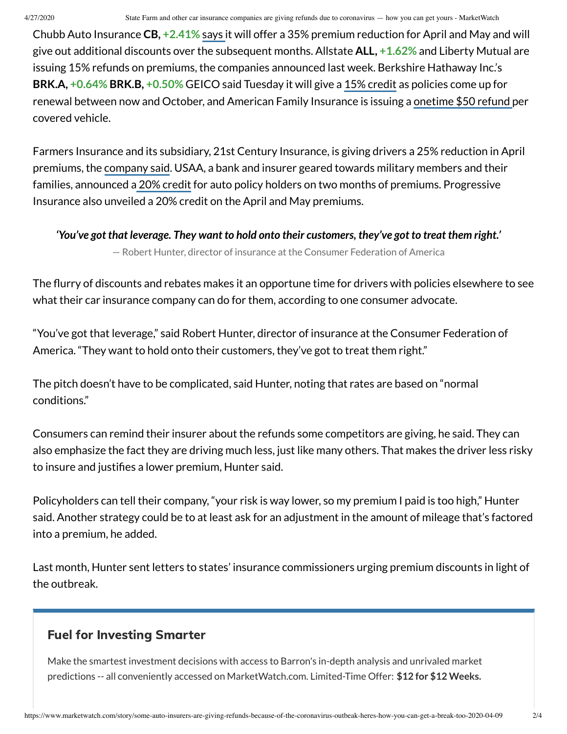Chubb Auto Insurance **CB, +2.41%** says it will offer a 35% premium reduction for April and May and will give out additional discounts over the subsequent months. Allstate **ALL, +1.62%** and Liberty Mutual are issuing 15% refunds on premiums, the companies announced last week. Berkshire Hathaway Inc.'s **BRK.A, +0.64% BRK.B, +0.50%** GEICO said Tuesday it will give a 15% credit as policies come up for renewal between now and October, and American Family Insurance is issuing a onetime $50 refund per covered vehicle.

Farmers Insurance and its subsidiary, 21st Century Insurance, is giving drivers a 25% reduction in April premiums, the company said. USAA, a bank and insurer geared towards military members and their families, announced a 20% credit for auto policy holders on two months of premiums. Progressive Insurance also unveiled a 20% credit on the April and May premiums.

***'You've got that leverage. They want to hold onto their customers, they've got to treat them right.'***

— Robert Hunter, director of insurance at the Consumer Federation of America

The flurry of discounts and rebates makes it an opportune time for drivers with policies elsewhere to see what their car insurance company can do for them, according to one consumer advocate.

"You've got that leverage," said Robert Hunter, director of insurance at the Consumer Federation of America. "They want to hold onto their customers, they've got to treat them right."

The pitch doesn't have to be complicated, said Hunter, noting that rates are based on "normal conditions."

Consumers can remind their insurer about the refunds some competitors are giving, he said. They can also emphasize the fact they are driving much less, just like many others. That makes the driver less risky to insure and justifies a lower premium, Hunter said.

Policyholders can tell their company, "your risk is way lower, so my premium I paid is too high," Hunter said. Another strategy could be to at least ask for an adjustment in the amount of mileage that's factored into a premium, he added.

Last month, Hunter sent letters to states' insurance commissioners urging premium discounts in light of the outbreak.

### Fuel for Investing Smarter

Make the smartest investment decisions with access to Barron's in-depth analysis and unrivaled market predictions -- all conveniently accessed on MarketWatch.com. Limited-Time Offer: **$12 for $12 Weeks.**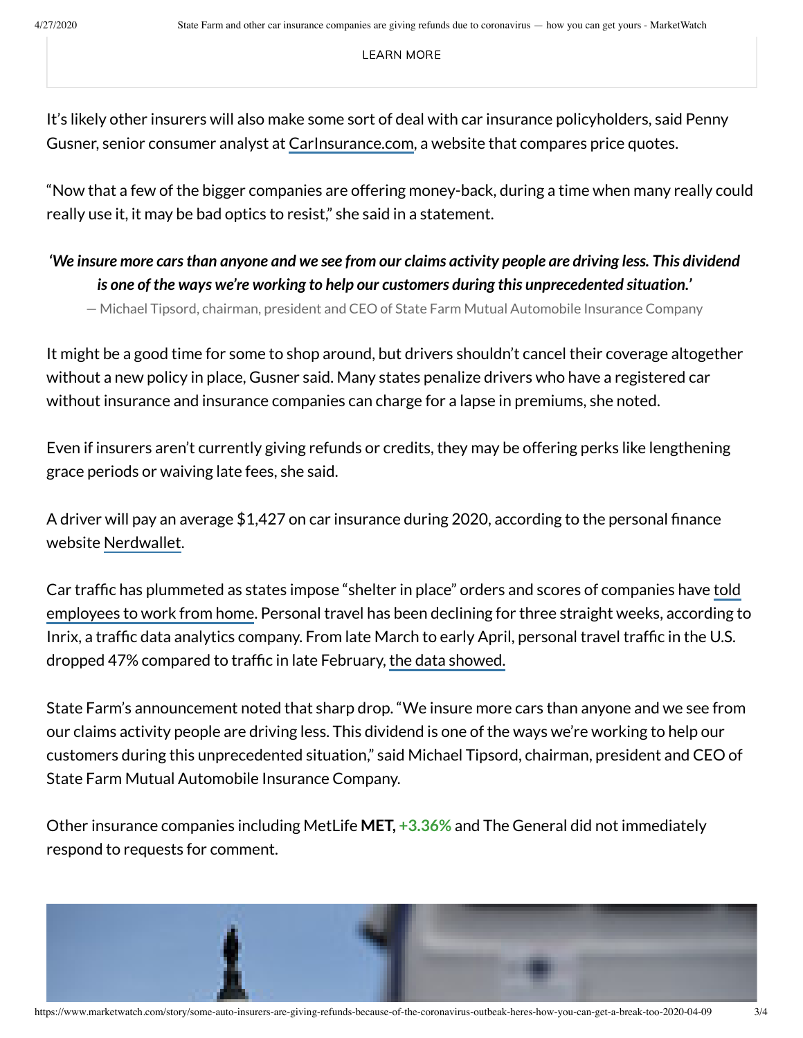LEARN MORE

It's likely other insurers will also make some sort of deal with car insurance policyholders, said Penny Gusner, senior consumer analyst at CarInsurance.com, a website that compares price quotes.

"Now that a few of the bigger companies are offering money-back, during a time when many really could really use it, it may be bad optics to resist," she said in a statement.

> ***'We insure more cars than anyone and we see from our claims activity people are driving less. This dividend is one of the ways we're working to help our customers during this unprecedented situation.'***
>
> — Michael Tipsord, chairman, president and CEO of State Farm Mutual Automobile Insurance Company

It might be a good time for some to shop around, but drivers shouldn't cancel their coverage altogether without a new policy in place, Gusner said. Many states penalize drivers who have a registered car without insurance and insurance companies can charge for a lapse in premiums, she noted.

Even if insurers aren't currently giving refunds or credits, they may be offering perks like lengthening grace periods or waiving late fees, she said.

A driver will pay an average $1,427 on car insurance during 2020, according to the personal finance website Nerdwallet.

Car traffic has plummeted as states impose "shelter in place" orders and scores of companies have told employees to work from home. Personal travel has been declining for three straight weeks, according to Inrix, a traffic data analytics company. From late March to early April, personal travel traffic in the U.S. dropped 47% compared to traffic in late February, the data showed.

State Farm's announcement noted that sharp drop. "We insure more cars than anyone and we see from our claims activity people are driving less. This dividend is one of the ways we're working to help our customers during this unprecedented situation," said Michael Tipsord, chairman, president and CEO of State Farm Mutual Automobile Insurance Company.

Other insurance companies including MetLife **MET, +3.36%** and The General did not immediately respond to requests for comment.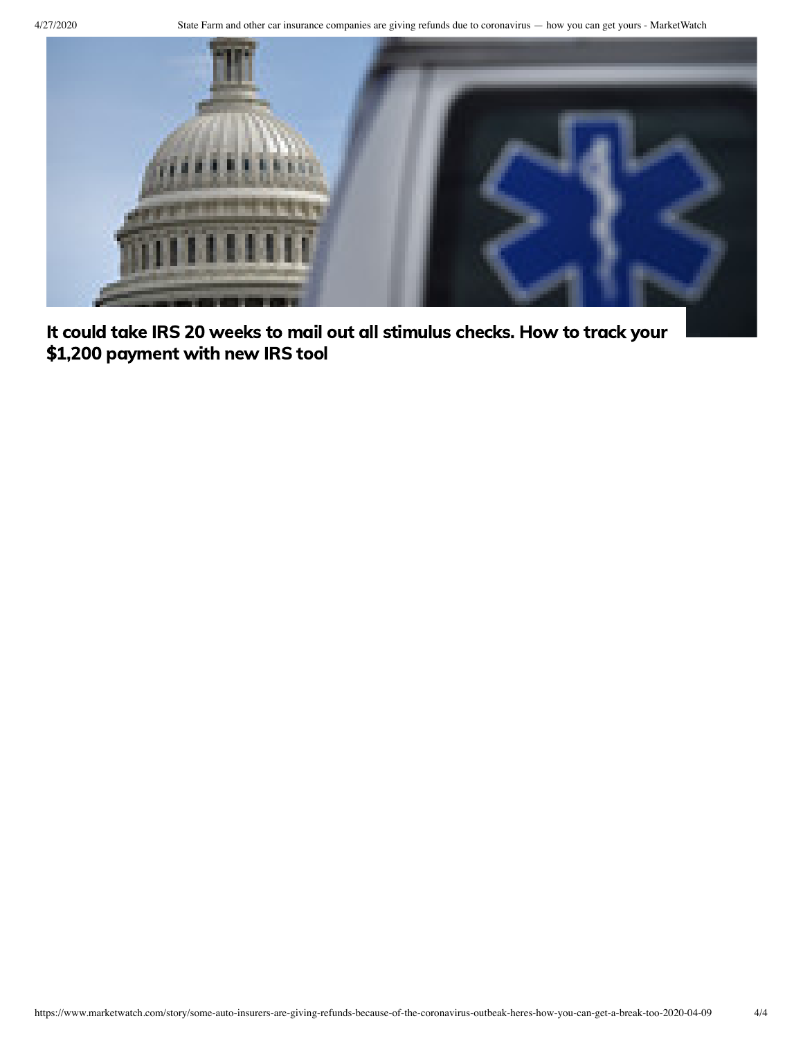**It could take IRS 20 weeks to mail out all stimulus checks. How to track your $1,200 payment with new IRS tool**